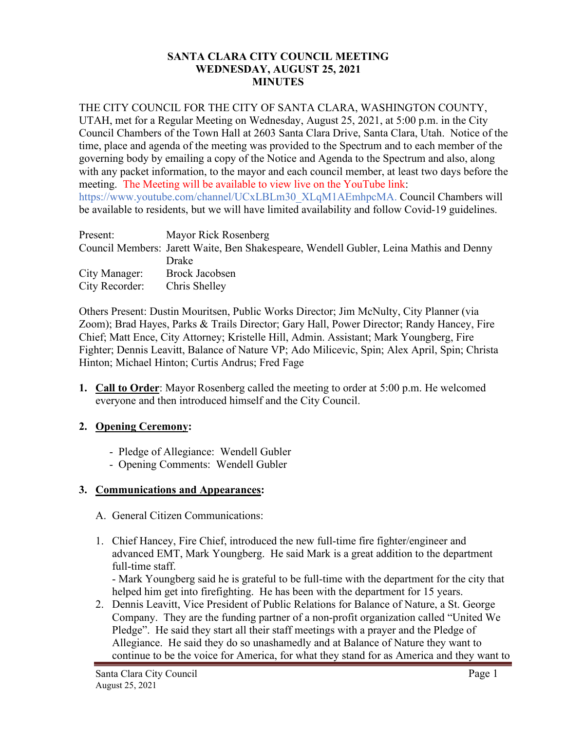**SANTA CLARA CITY COUNCIL MEETING**
**WEDNESDAY, AUGUST 25, 2021**
**MINUTES**

THE CITY COUNCIL FOR THE CITY OF SANTA CLARA, WASHINGTON COUNTY, UTAH, met for a Regular Meeting on Wednesday, August 25, 2021, at 5:00 p.m. in the City Council Chambers of the Town Hall at 2603 Santa Clara Drive, Santa Clara, Utah. Notice of the time, place and agenda of the meeting was provided to the Spectrum and to each member of the governing body by emailing a copy of the Notice and Agenda to the Spectrum and also, along with any packet information, to the mayor and each council member, at least two days before the meeting. The Meeting will be available to view live on the YouTube link: https://www.youtube.com/channel/UCxLBLm30_XLqM1AEmhpcMA. Council Chambers will be available to residents, but we will have limited availability and follow Covid-19 guidelines.

Present: Mayor Rick Rosenberg
Council Members: Jarett Waite, Ben Shakespeare, Wendell Gubler, Leina Mathis and Denny Drake
City Manager: Brock Jacobsen
City Recorder: Chris Shelley

Others Present: Dustin Mouritsen, Public Works Director; Jim McNulty, City Planner (via Zoom); Brad Hayes, Parks & Trails Director; Gary Hall, Power Director; Randy Hancey, Fire Chief; Matt Ence, City Attorney; Kristelle Hill, Admin. Assistant; Mark Youngberg, Fire Fighter; Dennis Leavitt, Balance of Nature VP; Ado Milicevic, Spin; Alex April, Spin; Christa Hinton; Michael Hinton; Curtis Andrus; Fred Fage

1. **Call to Order**: Mayor Rosenberg called the meeting to order at 5:00 p.m. He welcomed everyone and then introduced himself and the City Council.

2. **Opening Ceremony**:

   - Pledge of Allegiance: Wendell Gubler
   - Opening Comments: Wendell Gubler

3. **Communications and Appearances**:

   A. General Citizen Communications:

   1. Chief Hancey, Fire Chief, introduced the new full-time fire fighter/engineer and advanced EMT, Mark Youngberg. He said Mark is a great addition to the department full-time staff.
      - Mark Youngberg said he is grateful to be full-time with the department for the city that helped him get into firefighting. He has been with the department for 15 years.
   2. Dennis Leavitt, Vice President of Public Relations for Balance of Nature, a St. George Company. They are the funding partner of a non-profit organization called "United We Pledge". He said they start all their staff meetings with a prayer and the Pledge of Allegiance. He said they do so unashamedly and at Balance of Nature they want to continue to be the voice for America, for what they stand for as America and they want to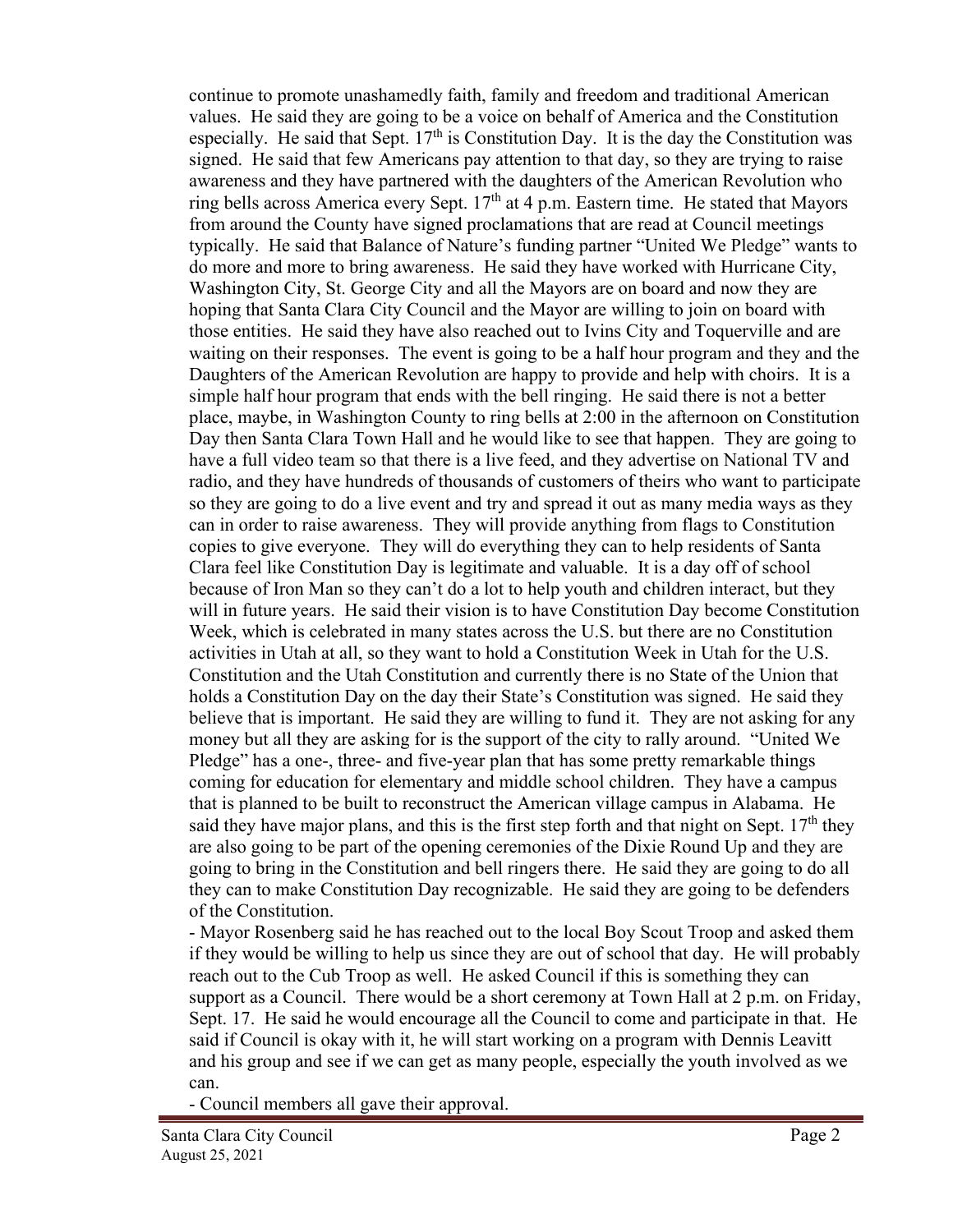continue to promote unashamedly faith, family and freedom and traditional American values. He said they are going to be a voice on behalf of America and the Constitution especially. He said that Sept. 17th is Constitution Day. It is the day the Constitution was signed. He said that few Americans pay attention to that day, so they are trying to raise awareness and they have partnered with the daughters of the American Revolution who ring bells across America every Sept. 17th at 4 p.m. Eastern time. He stated that Mayors from around the County have signed proclamations that are read at Council meetings typically. He said that Balance of Nature's funding partner "United We Pledge" wants to do more and more to bring awareness. He said they have worked with Hurricane City, Washington City, St. George City and all the Mayors are on board and now they are hoping that Santa Clara City Council and the Mayor are willing to join on board with those entities. He said they have also reached out to Ivins City and Toquerville and are waiting on their responses. The event is going to be a half hour program and they and the Daughters of the American Revolution are happy to provide and help with choirs. It is a simple half hour program that ends with the bell ringing. He said there is not a better place, maybe, in Washington County to ring bells at 2:00 in the afternoon on Constitution Day then Santa Clara Town Hall and he would like to see that happen. They are going to have a full video team so that there is a live feed, and they advertise on National TV and radio, and they have hundreds of thousands of customers of theirs who want to participate so they are going to do a live event and try and spread it out as many media ways as they can in order to raise awareness. They will provide anything from flags to Constitution copies to give everyone. They will do everything they can to help residents of Santa Clara feel like Constitution Day is legitimate and valuable. It is a day off of school because of Iron Man so they can't do a lot to help youth and children interact, but they will in future years. He said their vision is to have Constitution Day become Constitution Week, which is celebrated in many states across the U.S. but there are no Constitution activities in Utah at all, so they want to hold a Constitution Week in Utah for the U.S. Constitution and the Utah Constitution and currently there is no State of the Union that holds a Constitution Day on the day their State's Constitution was signed. He said they believe that is important. He said they are willing to fund it. They are not asking for any money but all they are asking for is the support of the city to rally around. "United We Pledge" has a one-, three- and five-year plan that has some pretty remarkable things coming for education for elementary and middle school children. They have a campus that is planned to be built to reconstruct the American village campus in Alabama. He said they have major plans, and this is the first step forth and that night on Sept. 17th they are also going to be part of the opening ceremonies of the Dixie Round Up and they are going to bring in the Constitution and bell ringers there. He said they are going to do all they can to make Constitution Day recognizable. He said they are going to be defenders of the Constitution.

- Mayor Rosenberg said he has reached out to the local Boy Scout Troop and asked them if they would be willing to help us since they are out of school that day. He will probably reach out to the Cub Troop as well. He asked Council if this is something they can support as a Council. There would be a short ceremony at Town Hall at 2 p.m. on Friday, Sept. 17. He said he would encourage all the Council to come and participate in that. He said if Council is okay with it, he will start working on a program with Dennis Leavitt and his group and see if we can get as many people, especially the youth involved as we can.

- Council members all gave their approval.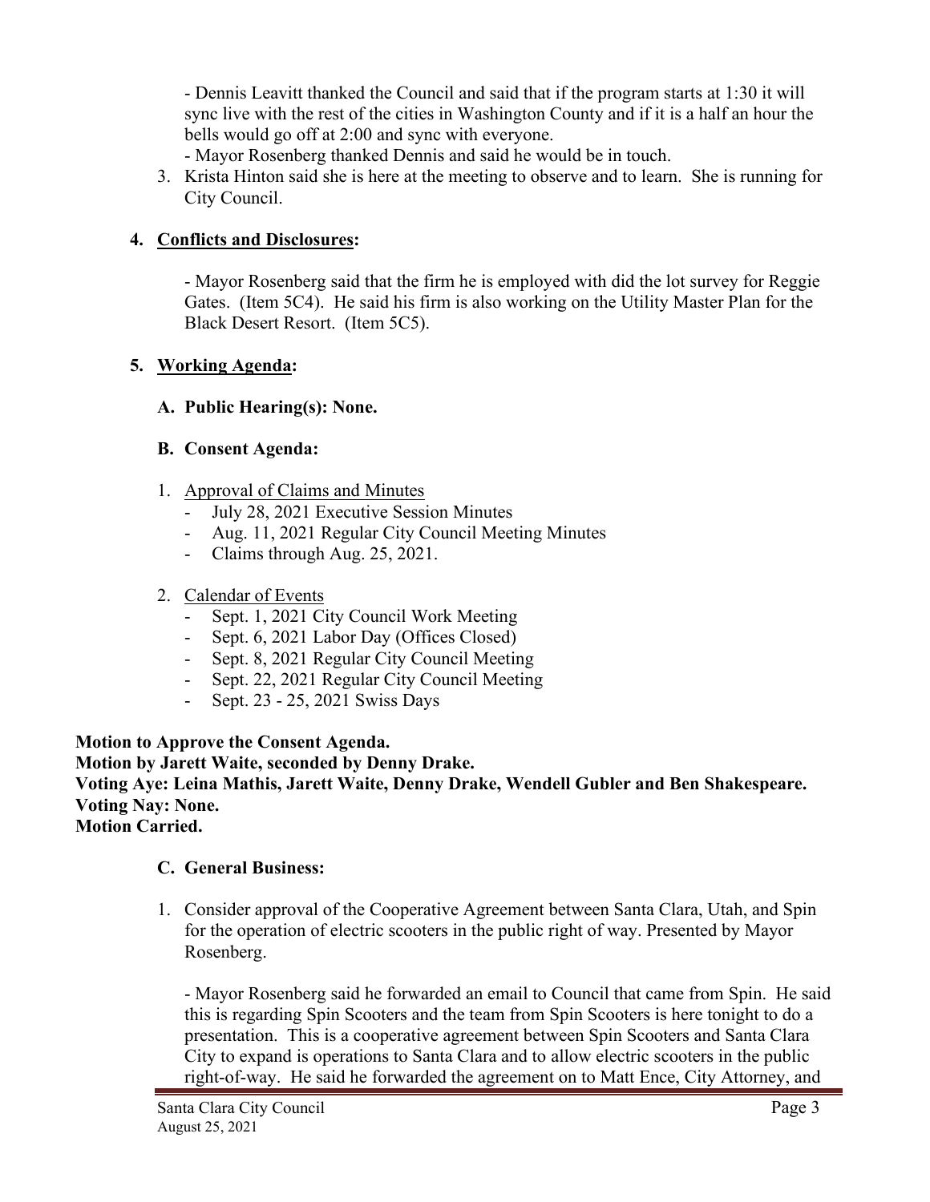- Dennis Leavitt thanked the Council and said that if the program starts at 1:30 it will sync live with the rest of the cities in Washington County and if it is a half an hour the bells would go off at 2:00 and sync with everyone.
- Mayor Rosenberg thanked Dennis and said he would be in touch.

3. Krista Hinton said she is here at the meeting to observe and to learn. She is running for City Council.

**4. Conflicts and Disclosures:**

- Mayor Rosenberg said that the firm he is employed with did the lot survey for Reggie Gates. (Item 5C4). He said his firm is also working on the Utility Master Plan for the Black Desert Resort. (Item 5C5).

**5. Working Agenda:**

**A. Public Hearing(s): None.**

**B. Consent Agenda:**

1. Approval of Claims and Minutes
   - July 28, 2021 Executive Session Minutes
   - Aug. 11, 2021 Regular City Council Meeting Minutes
   - Claims through Aug. 25, 2021.

2. Calendar of Events
   - Sept. 1, 2021 City Council Work Meeting
   - Sept. 6, 2021 Labor Day (Offices Closed)
   - Sept. 8, 2021 Regular City Council Meeting
   - Sept. 22, 2021 Regular City Council Meeting
   - Sept. 23 - 25, 2021 Swiss Days

**Motion to Approve the Consent Agenda.**
**Motion by Jarett Waite, seconded by Denny Drake.**
**Voting Aye: Leina Mathis, Jarett Waite, Denny Drake, Wendell Gubler and Ben Shakespeare.**
**Voting Nay: None.**
**Motion Carried.**

**C. General Business:**

1. Consider approval of the Cooperative Agreement between Santa Clara, Utah, and Spin for the operation of electric scooters in the public right of way. Presented by Mayor Rosenberg.

   - Mayor Rosenberg said he forwarded an email to Council that came from Spin. He said this is regarding Spin Scooters and the team from Spin Scooters is here tonight to do a presentation. This is a cooperative agreement between Spin Scooters and Santa Clara City to expand is operations to Santa Clara and to allow electric scooters in the public right-of-way. He said he forwarded the agreement on to Matt Ence, City Attorney, and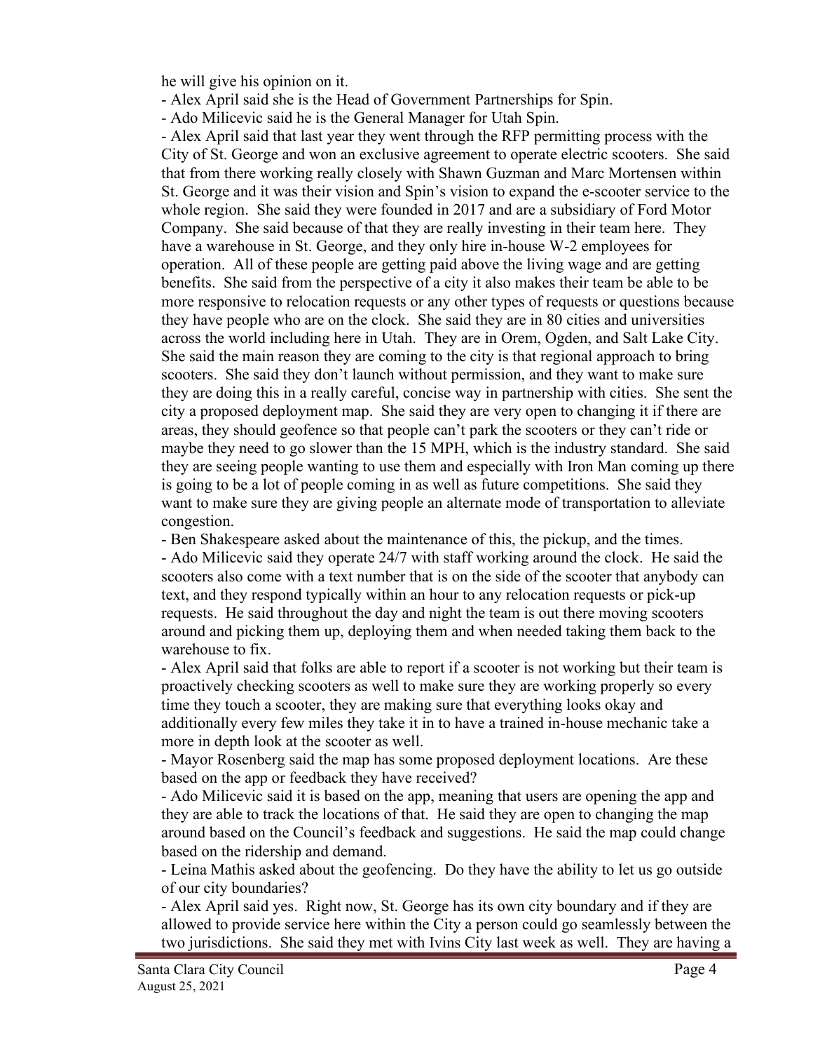he will give his opinion on it.

- Alex April said she is the Head of Government Partnerships for Spin.
- Ado Milicevic said he is the General Manager for Utah Spin.
- Alex April said that last year they went through the RFP permitting process with the City of St. George and won an exclusive agreement to operate electric scooters. She said that from there working really closely with Shawn Guzman and Marc Mortensen within St. George and it was their vision and Spin's vision to expand the e-scooter service to the whole region. She said they were founded in 2017 and are a subsidiary of Ford Motor Company. She said because of that they are really investing in their team here. They have a warehouse in St. George, and they only hire in-house W-2 employees for operation. All of these people are getting paid above the living wage and are getting benefits. She said from the perspective of a city it also makes their team be able to be more responsive to relocation requests or any other types of requests or questions because they have people who are on the clock. She said they are in 80 cities and universities across the world including here in Utah. They are in Orem, Ogden, and Salt Lake City. She said the main reason they are coming to the city is that regional approach to bring scooters. She said they don't launch without permission, and they want to make sure they are doing this in a really careful, concise way in partnership with cities. She sent the city a proposed deployment map. She said they are very open to changing it if there are areas, they should geofence so that people can't park the scooters or they can't ride or maybe they need to go slower than the 15 MPH, which is the industry standard. She said they are seeing people wanting to use them and especially with Iron Man coming up there is going to be a lot of people coming in as well as future competitions. She said they want to make sure they are giving people an alternate mode of transportation to alleviate congestion.
- Ben Shakespeare asked about the maintenance of this, the pickup, and the times.
- Ado Milicevic said they operate 24/7 with staff working around the clock. He said the scooters also come with a text number that is on the side of the scooter that anybody can text, and they respond typically within an hour to any relocation requests or pick-up requests. He said throughout the day and night the team is out there moving scooters around and picking them up, deploying them and when needed taking them back to the warehouse to fix.
- Alex April said that folks are able to report if a scooter is not working but their team is proactively checking scooters as well to make sure they are working properly so every time they touch a scooter, they are making sure that everything looks okay and additionally every few miles they take it in to have a trained in-house mechanic take a more in depth look at the scooter as well.
- Mayor Rosenberg said the map has some proposed deployment locations. Are these based on the app or feedback they have received?
- Ado Milicevic said it is based on the app, meaning that users are opening the app and they are able to track the locations of that. He said they are open to changing the map around based on the Council's feedback and suggestions. He said the map could change based on the ridership and demand.
- Leina Mathis asked about the geofencing. Do they have the ability to let us go outside of our city boundaries?
- Alex April said yes. Right now, St. George has its own city boundary and if they are allowed to provide service here within the City a person could go seamlessly between the two jurisdictions. She said they met with Ivins City last week as well. They are having a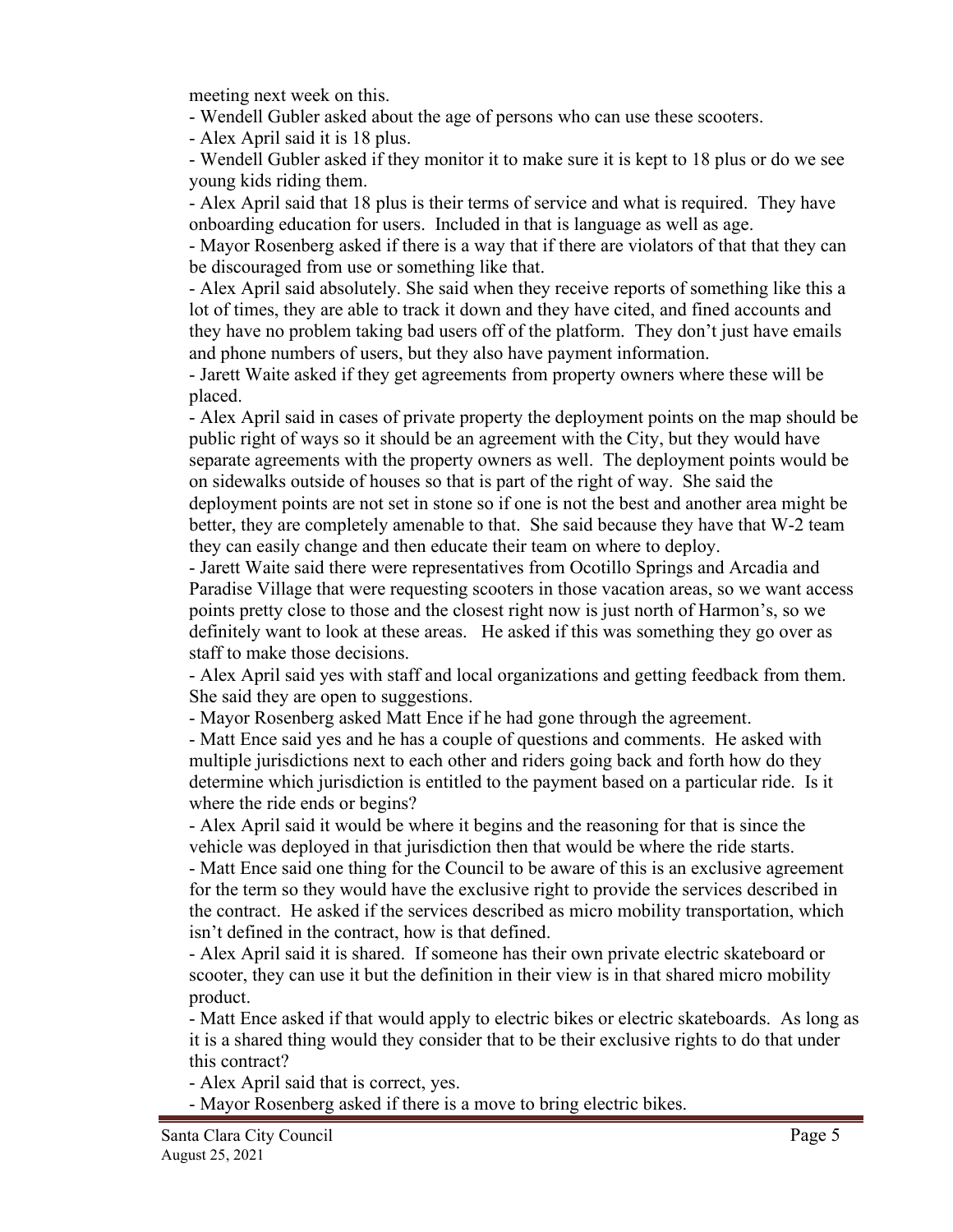meeting next week on this.

- Wendell Gubler asked about the age of persons who can use these scooters.
- Alex April said it is 18 plus.
- Wendell Gubler asked if they monitor it to make sure it is kept to 18 plus or do we see young kids riding them.
- Alex April said that 18 plus is their terms of service and what is required. They have onboarding education for users. Included in that is language as well as age.
- Mayor Rosenberg asked if there is a way that if there are violators of that that they can be discouraged from use or something like that.
- Alex April said absolutely. She said when they receive reports of something like this a lot of times, they are able to track it down and they have cited, and fined accounts and they have no problem taking bad users off of the platform. They don't just have emails and phone numbers of users, but they also have payment information.
- Jarett Waite asked if they get agreements from property owners where these will be placed.
- Alex April said in cases of private property the deployment points on the map should be public right of ways so it should be an agreement with the City, but they would have separate agreements with the property owners as well. The deployment points would be on sidewalks outside of houses so that is part of the right of way. She said the deployment points are not set in stone so if one is not the best and another area might be better, they are completely amenable to that. She said because they have that W-2 team they can easily change and then educate their team on where to deploy.
- Jarett Waite said there were representatives from Ocotillo Springs and Arcadia and Paradise Village that were requesting scooters in those vacation areas, so we want access points pretty close to those and the closest right now is just north of Harmon's, so we definitely want to look at these areas. He asked if this was something they go over as staff to make those decisions.
- Alex April said yes with staff and local organizations and getting feedback from them. She said they are open to suggestions.
- Mayor Rosenberg asked Matt Ence if he had gone through the agreement.
- Matt Ence said yes and he has a couple of questions and comments. He asked with multiple jurisdictions next to each other and riders going back and forth how do they determine which jurisdiction is entitled to the payment based on a particular ride. Is it where the ride ends or begins?
- Alex April said it would be where it begins and the reasoning for that is since the vehicle was deployed in that jurisdiction then that would be where the ride starts.
- Matt Ence said one thing for the Council to be aware of this is an exclusive agreement for the term so they would have the exclusive right to provide the services described in the contract. He asked if the services described as micro mobility transportation, which isn't defined in the contract, how is that defined.
- Alex April said it is shared. If someone has their own private electric skateboard or scooter, they can use it but the definition in their view is in that shared micro mobility product.
- Matt Ence asked if that would apply to electric bikes or electric skateboards. As long as it is a shared thing would they consider that to be their exclusive rights to do that under this contract?
- Alex April said that is correct, yes.
- Mayor Rosenberg asked if there is a move to bring electric bikes.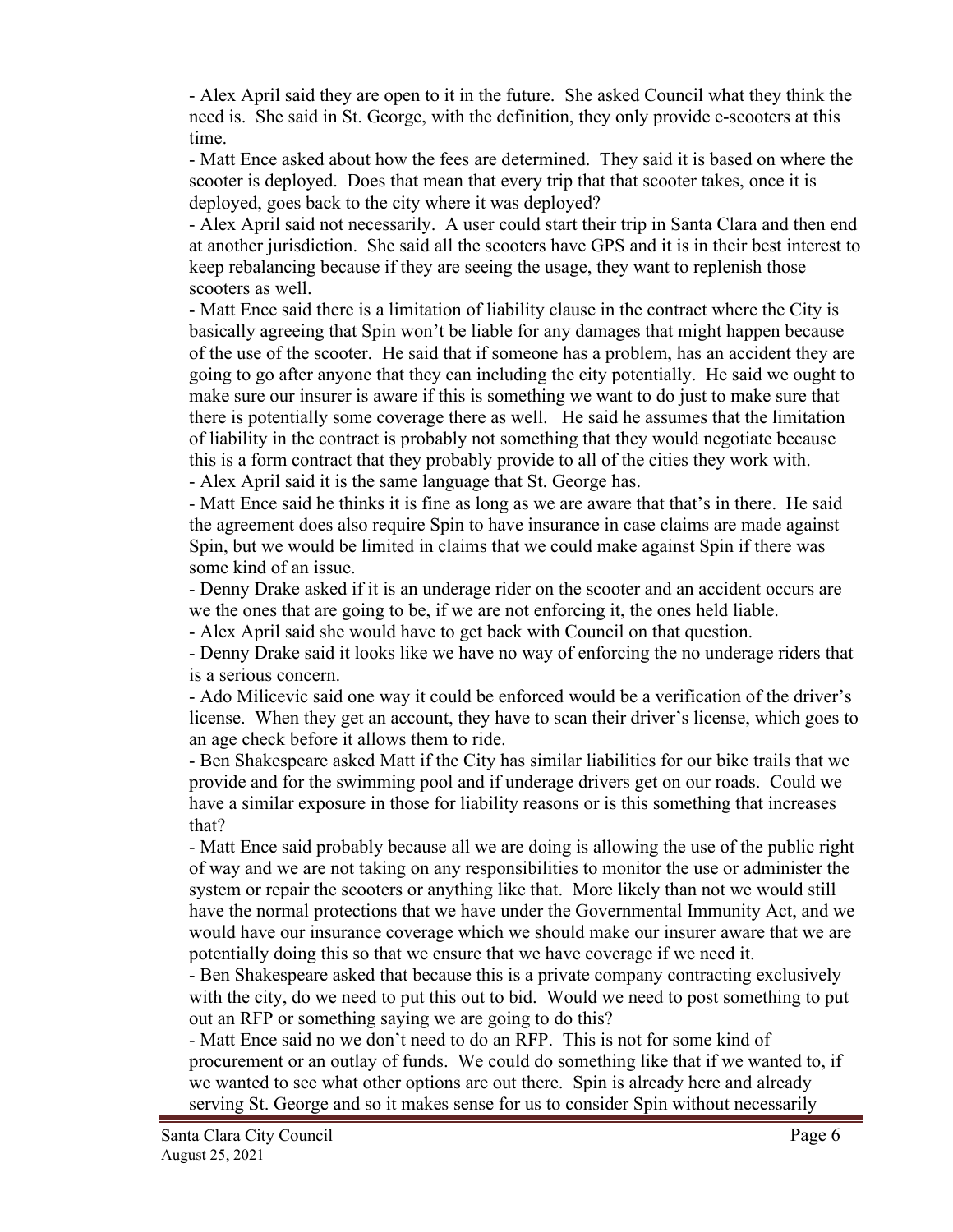- Alex April said they are open to it in the future. She asked Council what they think the need is. She said in St. George, with the definition, they only provide e-scooters at this time.
- Matt Ence asked about how the fees are determined. They said it is based on where the scooter is deployed. Does that mean that every trip that that scooter takes, once it is deployed, goes back to the city where it was deployed?
- Alex April said not necessarily. A user could start their trip in Santa Clara and then end at another jurisdiction. She said all the scooters have GPS and it is in their best interest to keep rebalancing because if they are seeing the usage, they want to replenish those scooters as well.
- Matt Ence said there is a limitation of liability clause in the contract where the City is basically agreeing that Spin won't be liable for any damages that might happen because of the use of the scooter. He said that if someone has a problem, has an accident they are going to go after anyone that they can including the city potentially. He said we ought to make sure our insurer is aware if this is something we want to do just to make sure that there is potentially some coverage there as well. He said he assumes that the limitation of liability in the contract is probably not something that they would negotiate because this is a form contract that they probably provide to all of the cities they work with.
- Alex April said it is the same language that St. George has.
- Matt Ence said he thinks it is fine as long as we are aware that that's in there. He said the agreement does also require Spin to have insurance in case claims are made against Spin, but we would be limited in claims that we could make against Spin if there was some kind of an issue.
- Denny Drake asked if it is an underage rider on the scooter and an accident occurs are we the ones that are going to be, if we are not enforcing it, the ones held liable.
- Alex April said she would have to get back with Council on that question.
- Denny Drake said it looks like we have no way of enforcing the no underage riders that is a serious concern.
- Ado Milicevic said one way it could be enforced would be a verification of the driver's license. When they get an account, they have to scan their driver's license, which goes to an age check before it allows them to ride.
- Ben Shakespeare asked Matt if the City has similar liabilities for our bike trails that we provide and for the swimming pool and if underage drivers get on our roads. Could we have a similar exposure in those for liability reasons or is this something that increases that?
- Matt Ence said probably because all we are doing is allowing the use of the public right of way and we are not taking on any responsibilities to monitor the use or administer the system or repair the scooters or anything like that. More likely than not we would still have the normal protections that we have under the Governmental Immunity Act, and we would have our insurance coverage which we should make our insurer aware that we are potentially doing this so that we ensure that we have coverage if we need it.
- Ben Shakespeare asked that because this is a private company contracting exclusively with the city, do we need to put this out to bid. Would we need to post something to put out an RFP or something saying we are going to do this?
- Matt Ence said no we don't need to do an RFP. This is not for some kind of procurement or an outlay of funds. We could do something like that if we wanted to, if we wanted to see what other options are out there. Spin is already here and already serving St. George and so it makes sense for us to consider Spin without necessarily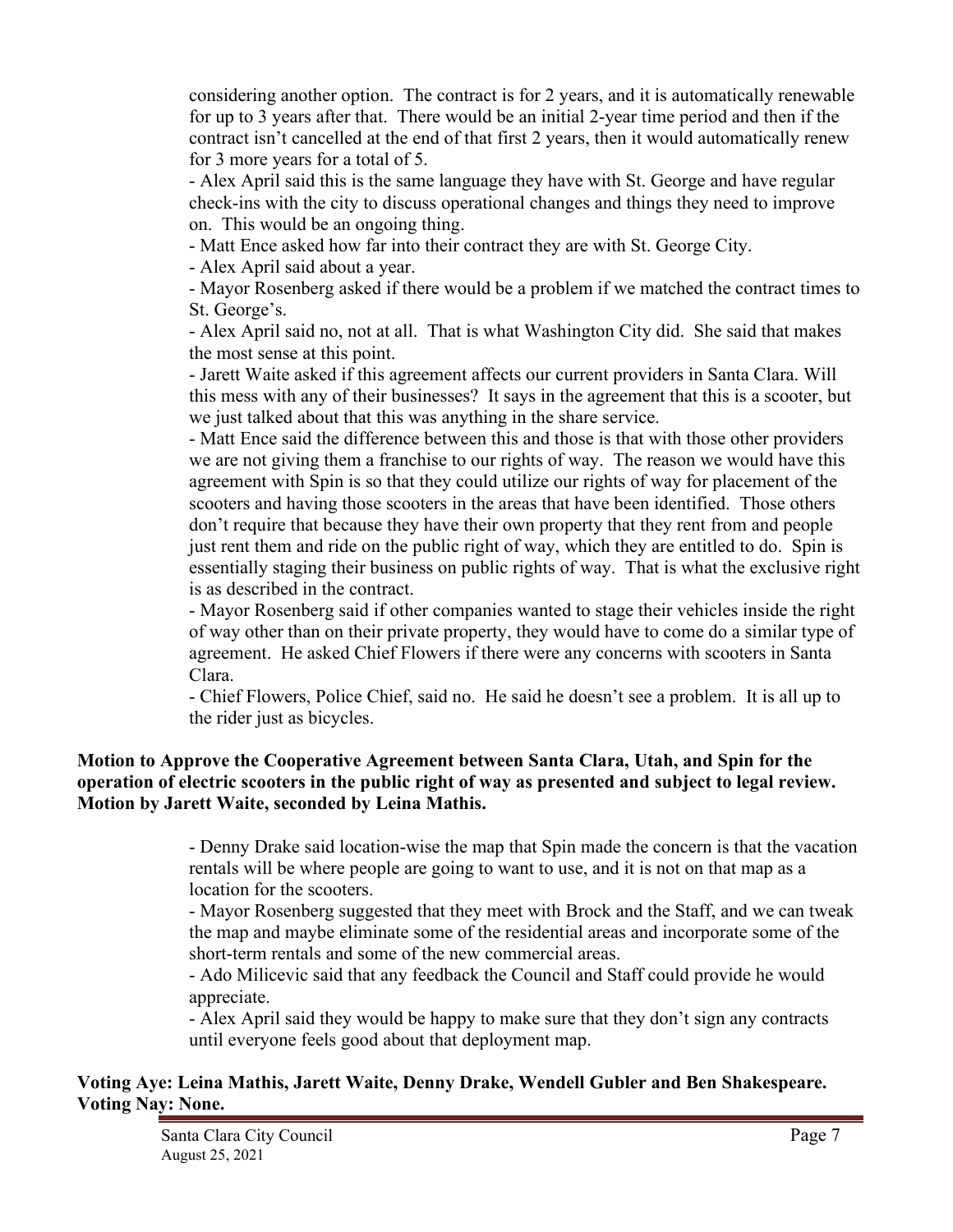considering another option. The contract is for 2 years, and it is automatically renewable for up to 3 years after that. There would be an initial 2-year time period and then if the contract isn't cancelled at the end of that first 2 years, then it would automatically renew for 3 more years for a total of 5.

- Alex April said this is the same language they have with St. George and have regular check-ins with the city to discuss operational changes and things they need to improve on. This would be an ongoing thing.
- Matt Ence asked how far into their contract they are with St. George City.
- Alex April said about a year.
- Mayor Rosenberg asked if there would be a problem if we matched the contract times to St. George's.
- Alex April said no, not at all. That is what Washington City did. She said that makes the most sense at this point.
- Jarett Waite asked if this agreement affects our current providers in Santa Clara. Will this mess with any of their businesses? It says in the agreement that this is a scooter, but we just talked about that this was anything in the share service.
- Matt Ence said the difference between this and those is that with those other providers we are not giving them a franchise to our rights of way. The reason we would have this agreement with Spin is so that they could utilize our rights of way for placement of the scooters and having those scooters in the areas that have been identified. Those others don't require that because they have their own property that they rent from and people just rent them and ride on the public right of way, which they are entitled to do. Spin is essentially staging their business on public rights of way. That is what the exclusive right is as described in the contract.
- Mayor Rosenberg said if other companies wanted to stage their vehicles inside the right of way other than on their private property, they would have to come do a similar type of agreement. He asked Chief Flowers if there were any concerns with scooters in Santa Clara.
- Chief Flowers, Police Chief, said no. He said he doesn't see a problem. It is all up to the rider just as bicycles.

**Motion to Approve the Cooperative Agreement between Santa Clara, Utah, and Spin for the operation of electric scooters in the public right of way as presented and subject to legal review. Motion by Jarett Waite, seconded by Leina Mathis.**

- Denny Drake said location-wise the map that Spin made the concern is that the vacation rentals will be where people are going to want to use, and it is not on that map as a location for the scooters.
- Mayor Rosenberg suggested that they meet with Brock and the Staff, and we can tweak the map and maybe eliminate some of the residential areas and incorporate some of the short-term rentals and some of the new commercial areas.
- Ado Milicevic said that any feedback the Council and Staff could provide he would appreciate.
- Alex April said they would be happy to make sure that they don't sign any contracts until everyone feels good about that deployment map.

**Voting Aye: Leina Mathis, Jarett Waite, Denny Drake, Wendell Gubler and Ben Shakespeare. Voting Nay: None.**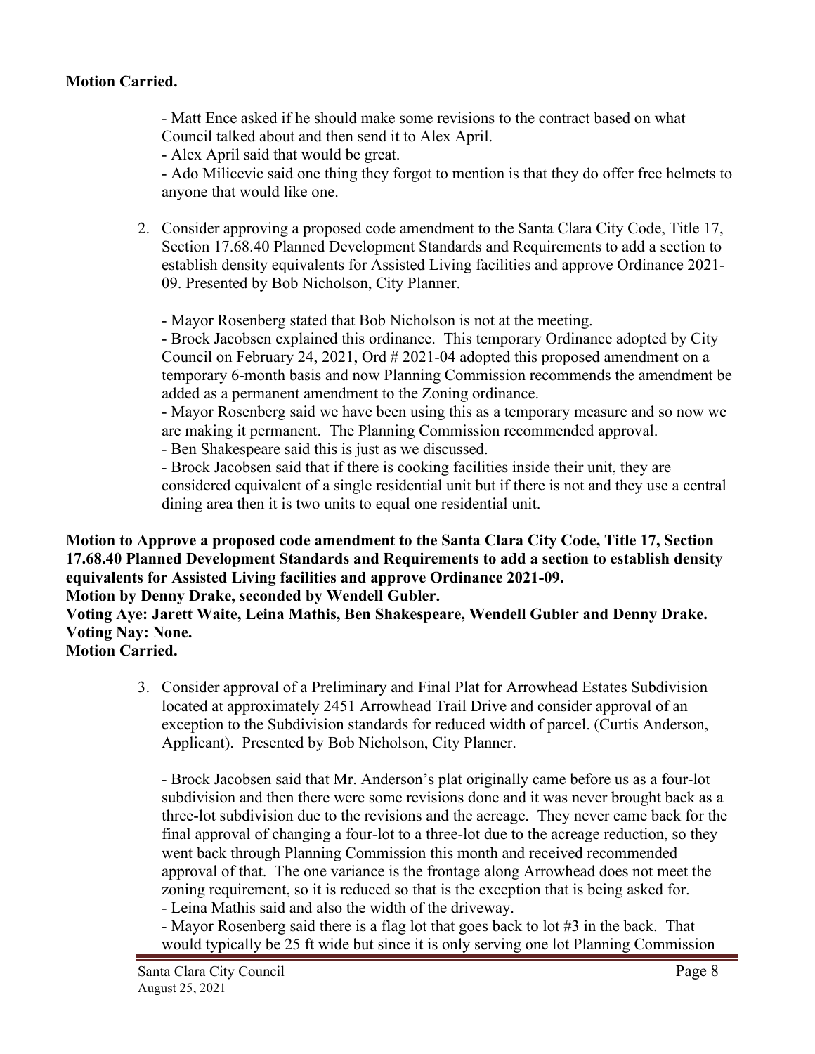**Motion Carried.**

- Matt Ence asked if he should make some revisions to the contract based on what Council talked about and then send it to Alex April.
- Alex April said that would be great.
- Ado Milicevic said one thing they forgot to mention is that they do offer free helmets to anyone that would like one.

2. Consider approving a proposed code amendment to the Santa Clara City Code, Title 17, Section 17.68.40 Planned Development Standards and Requirements to add a section to establish density equivalents for Assisted Living facilities and approve Ordinance 2021-09. Presented by Bob Nicholson, City Planner.

   - Mayor Rosenberg stated that Bob Nicholson is not at the meeting.
   - Brock Jacobsen explained this ordinance. This temporary Ordinance adopted by City Council on February 24, 2021, Ord # 2021-04 adopted this proposed amendment on a temporary 6-month basis and now Planning Commission recommends the amendment be added as a permanent amendment to the Zoning ordinance.
   - Mayor Rosenberg said we have been using this as a temporary measure and so now we are making it permanent. The Planning Commission recommended approval.
   - Ben Shakespeare said this is just as we discussed.
   - Brock Jacobsen said that if there is cooking facilities inside their unit, they are considered equivalent of a single residential unit but if there is not and they use a central dining area then it is two units to equal one residential unit.

**Motion to Approve a proposed code amendment to the Santa Clara City Code, Title 17, Section 17.68.40 Planned Development Standards and Requirements to add a section to establish density equivalents for Assisted Living facilities and approve Ordinance 2021-09.**
**Motion by Denny Drake, seconded by Wendell Gubler.**
**Voting Aye: Jarett Waite, Leina Mathis, Ben Shakespeare, Wendell Gubler and Denny Drake.**
**Voting Nay: None.**
**Motion Carried.**

3. Consider approval of a Preliminary and Final Plat for Arrowhead Estates Subdivision located at approximately 2451 Arrowhead Trail Drive and consider approval of an exception to the Subdivision standards for reduced width of parcel. (Curtis Anderson, Applicant). Presented by Bob Nicholson, City Planner.

   - Brock Jacobsen said that Mr. Anderson's plat originally came before us as a four-lot subdivision and then there were some revisions done and it was never brought back as a three-lot subdivision due to the revisions and the acreage. They never came back for the final approval of changing a four-lot to a three-lot due to the acreage reduction, so they went back through Planning Commission this month and received recommended approval of that. The one variance is the frontage along Arrowhead does not meet the zoning requirement, so it is reduced so that is the exception that is being asked for.
   - Leina Mathis said and also the width of the driveway.
   - Mayor Rosenberg said there is a flag lot that goes back to lot #3 in the back. That would typically be 25 ft wide but since it is only serving one lot Planning Commission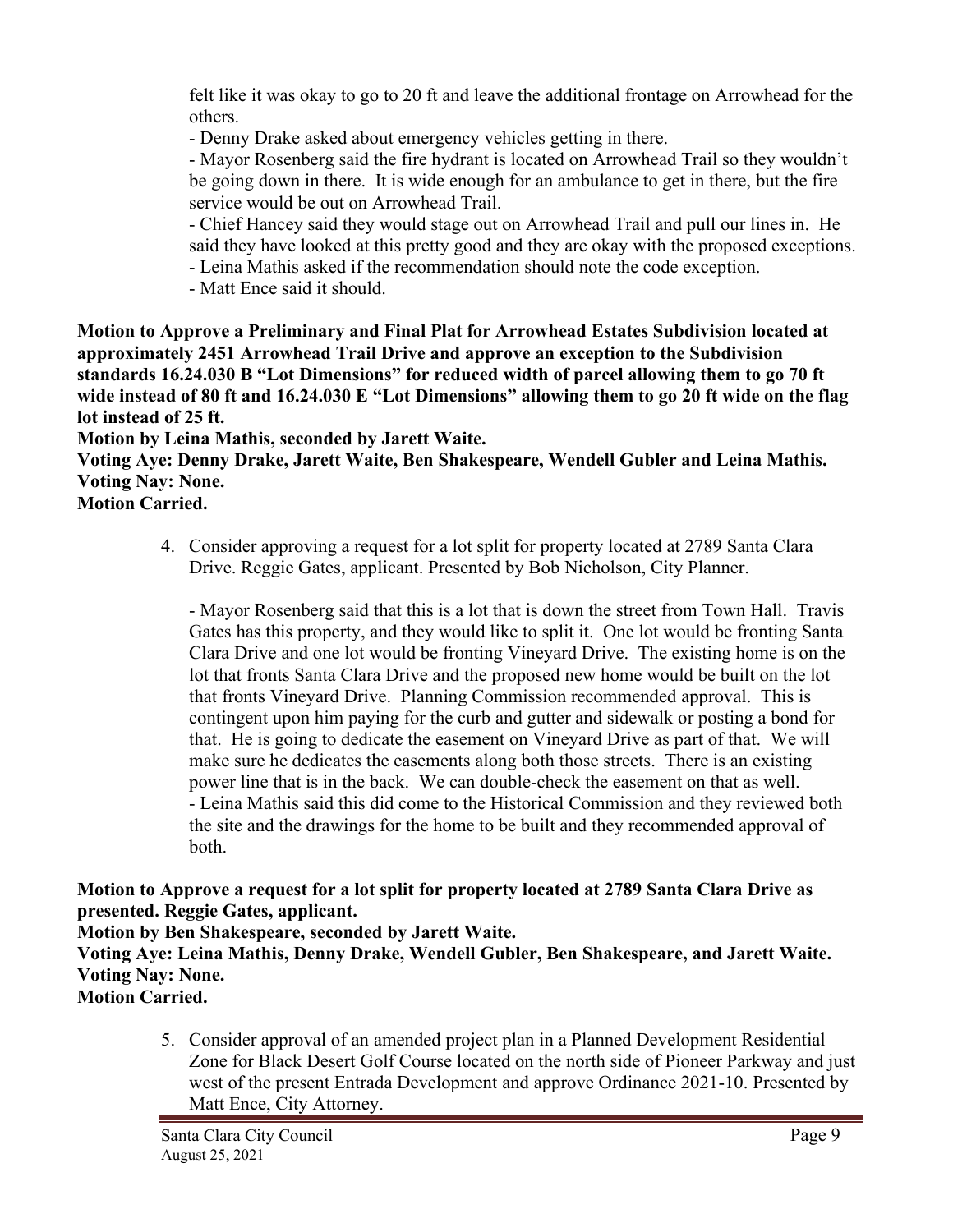felt like it was okay to go to 20 ft and leave the additional frontage on Arrowhead for the others.

- Denny Drake asked about emergency vehicles getting in there.
- Mayor Rosenberg said the fire hydrant is located on Arrowhead Trail so they wouldn't be going down in there. It is wide enough for an ambulance to get in there, but the fire service would be out on Arrowhead Trail.
- Chief Hancey said they would stage out on Arrowhead Trail and pull our lines in. He said they have looked at this pretty good and they are okay with the proposed exceptions.
- Leina Mathis asked if the recommendation should note the code exception.
- Matt Ence said it should.

**Motion to Approve a Preliminary and Final Plat for Arrowhead Estates Subdivision located at approximately 2451 Arrowhead Trail Drive and approve an exception to the Subdivision standards 16.24.030 B "Lot Dimensions" for reduced width of parcel allowing them to go 70 ft wide instead of 80 ft and 16.24.030 E "Lot Dimensions" allowing them to go 20 ft wide on the flag lot instead of 25 ft.**
**Motion by Leina Mathis, seconded by Jarett Waite.**
**Voting Aye: Denny Drake, Jarett Waite, Ben Shakespeare, Wendell Gubler and Leina Mathis.**
**Voting Nay: None.**
**Motion Carried.**

4. Consider approving a request for a lot split for property located at 2789 Santa Clara Drive. Reggie Gates, applicant. Presented by Bob Nicholson, City Planner.

   - Mayor Rosenberg said that this is a lot that is down the street from Town Hall. Travis Gates has this property, and they would like to split it. One lot would be fronting Santa Clara Drive and one lot would be fronting Vineyard Drive. The existing home is on the lot that fronts Santa Clara Drive and the proposed new home would be built on the lot that fronts Vineyard Drive. Planning Commission recommended approval. This is contingent upon him paying for the curb and gutter and sidewalk or posting a bond for that. He is going to dedicate the easement on Vineyard Drive as part of that. We will make sure he dedicates the easements along both those streets. There is an existing power line that is in the back. We can double-check the easement on that as well.
   - Leina Mathis said this did come to the Historical Commission and they reviewed both the site and the drawings for the home to be built and they recommended approval of both.

**Motion to Approve a request for a lot split for property located at 2789 Santa Clara Drive as presented. Reggie Gates, applicant.**
**Motion by Ben Shakespeare, seconded by Jarett Waite.**
**Voting Aye: Leina Mathis, Denny Drake, Wendell Gubler, Ben Shakespeare, and Jarett Waite.**
**Voting Nay: None.**
**Motion Carried.**

5. Consider approval of an amended project plan in a Planned Development Residential Zone for Black Desert Golf Course located on the north side of Pioneer Parkway and just west of the present Entrada Development and approve Ordinance 2021-10. Presented by Matt Ence, City Attorney.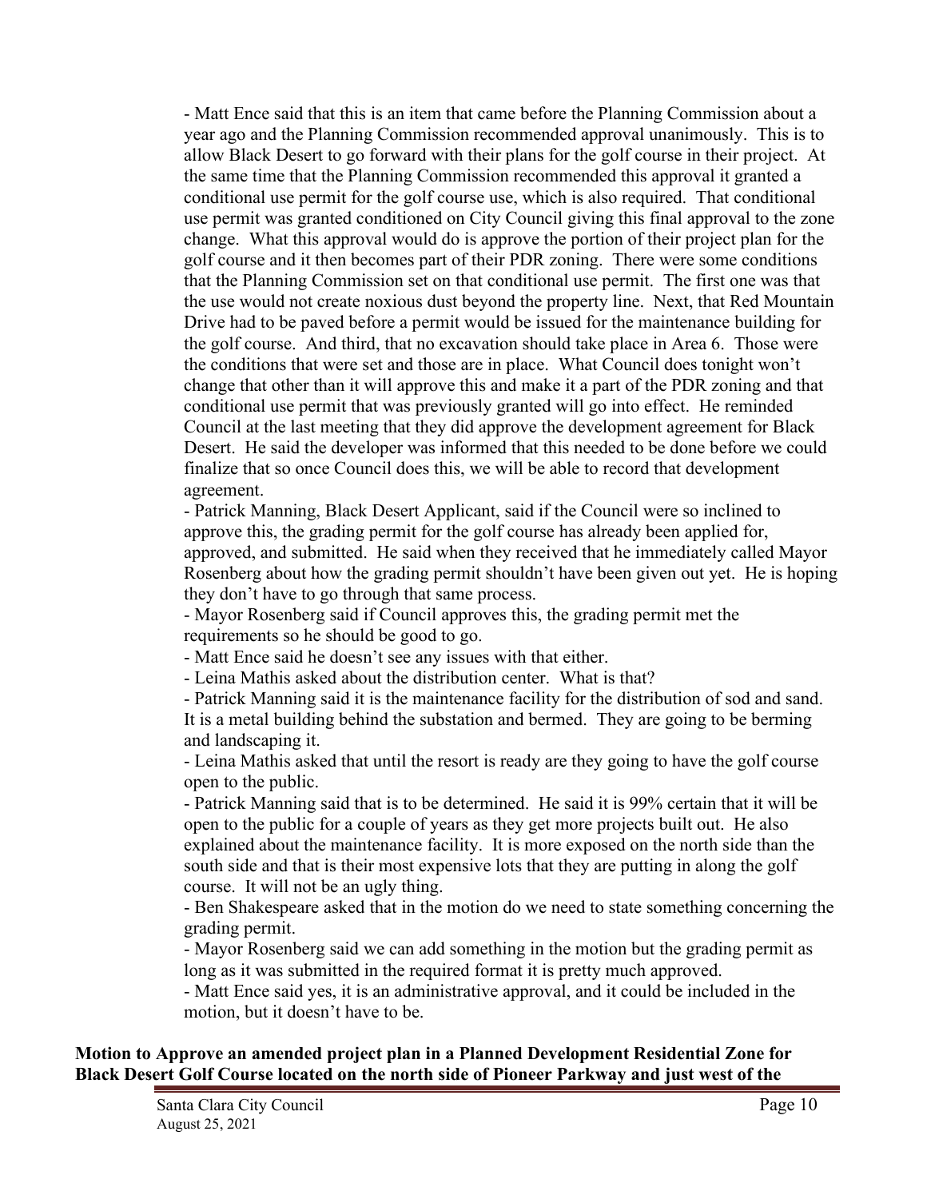- Matt Ence said that this is an item that came before the Planning Commission about a year ago and the Planning Commission recommended approval unanimously. This is to allow Black Desert to go forward with their plans for the golf course in their project. At the same time that the Planning Commission recommended this approval it granted a conditional use permit for the golf course use, which is also required. That conditional use permit was granted conditioned on City Council giving this final approval to the zone change. What this approval would do is approve the portion of their project plan for the golf course and it then becomes part of their PDR zoning. There were some conditions that the Planning Commission set on that conditional use permit. The first one was that the use would not create noxious dust beyond the property line. Next, that Red Mountain Drive had to be paved before a permit would be issued for the maintenance building for the golf course. And third, that no excavation should take place in Area 6. Those were the conditions that were set and those are in place. What Council does tonight won't change that other than it will approve this and make it a part of the PDR zoning and that conditional use permit that was previously granted will go into effect. He reminded Council at the last meeting that they did approve the development agreement for Black Desert. He said the developer was informed that this needed to be done before we could finalize that so once Council does this, we will be able to record that development agreement.

- Patrick Manning, Black Desert Applicant, said if the Council were so inclined to approve this, the grading permit for the golf course has already been applied for, approved, and submitted. He said when they received that he immediately called Mayor Rosenberg about how the grading permit shouldn't have been given out yet. He is hoping they don't have to go through that same process.

- Mayor Rosenberg said if Council approves this, the grading permit met the requirements so he should be good to go.

- Matt Ence said he doesn't see any issues with that either.

- Leina Mathis asked about the distribution center. What is that?

- Patrick Manning said it is the maintenance facility for the distribution of sod and sand. It is a metal building behind the substation and bermed. They are going to be berming and landscaping it.

- Leina Mathis asked that until the resort is ready are they going to have the golf course open to the public.

- Patrick Manning said that is to be determined. He said it is 99% certain that it will be open to the public for a couple of years as they get more projects built out. He also explained about the maintenance facility. It is more exposed on the north side than the south side and that is their most expensive lots that they are putting in along the golf course. It will not be an ugly thing.

- Ben Shakespeare asked that in the motion do we need to state something concerning the grading permit.

- Mayor Rosenberg said we can add something in the motion but the grading permit as long as it was submitted in the required format it is pretty much approved.

- Matt Ence said yes, it is an administrative approval, and it could be included in the motion, but it doesn't have to be.

**Motion to Approve an amended project plan in a Planned Development Residential Zone for Black Desert Golf Course located on the north side of Pioneer Parkway and just west of the**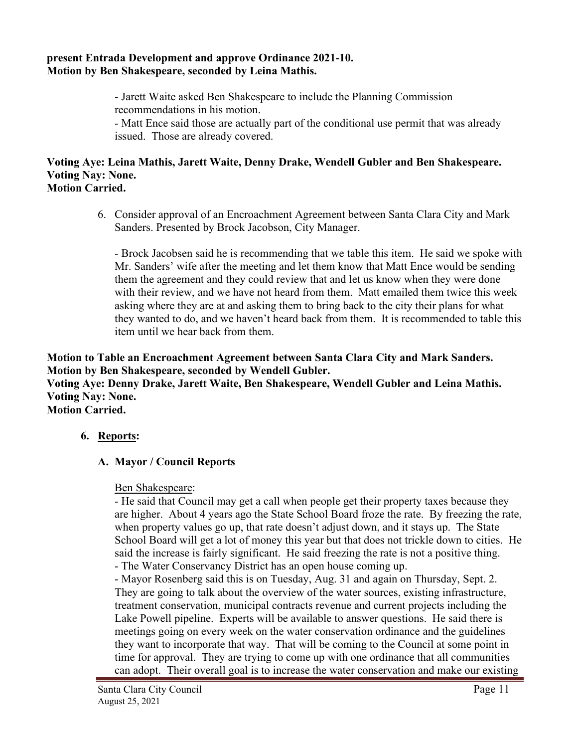**present Entrada Development and approve Ordinance 2021-10.**
**Motion by Ben Shakespeare, seconded by Leina Mathis.**

- Jarett Waite asked Ben Shakespeare to include the Planning Commission recommendations in his motion.
- Matt Ence said those are actually part of the conditional use permit that was already issued. Those are already covered.

**Voting Aye: Leina Mathis, Jarett Waite, Denny Drake, Wendell Gubler and Ben Shakespeare.**
**Voting Nay: None.**
**Motion Carried.**

6. Consider approval of an Encroachment Agreement between Santa Clara City and Mark Sanders. Presented by Brock Jacobson, City Manager.

   - Brock Jacobsen said he is recommending that we table this item. He said we spoke with Mr. Sanders' wife after the meeting and let them know that Matt Ence would be sending them the agreement and they could review that and let us know when they were done with their review, and we have not heard from them. Matt emailed them twice this week asking where they are at and asking them to bring back to the city their plans for what they wanted to do, and we haven't heard back from them. It is recommended to table this item until we hear back from them.

**Motion to Table an Encroachment Agreement between Santa Clara City and Mark Sanders.**
**Motion by Ben Shakespeare, seconded by Wendell Gubler.**
**Voting Aye: Denny Drake, Jarett Waite, Ben Shakespeare, Wendell Gubler and Leina Mathis.**
**Voting Nay: None.**
**Motion Carried.**

**6. <u>Reports</u>:**

**A. Mayor / Council Reports**

<u>Ben Shakespeare</u>:
- He said that Council may get a call when people get their property taxes because they are higher. About 4 years ago the State School Board froze the rate. By freezing the rate, when property values go up, that rate doesn't adjust down, and it stays up. The State School Board will get a lot of money this year but that does not trickle down to cities. He said the increase is fairly significant. He said freezing the rate is not a positive thing.
- The Water Conservancy District has an open house coming up.
- Mayor Rosenberg said this is on Tuesday, Aug. 31 and again on Thursday, Sept. 2. They are going to talk about the overview of the water sources, existing infrastructure, treatment conservation, municipal contracts revenue and current projects including the Lake Powell pipeline. Experts will be available to answer questions. He said there is meetings going on every week on the water conservation ordinance and the guidelines they want to incorporate that way. That will be coming to the Council at some point in time for approval. They are trying to come up with one ordinance that all communities can adopt. Their overall goal is to increase the water conservation and make our existing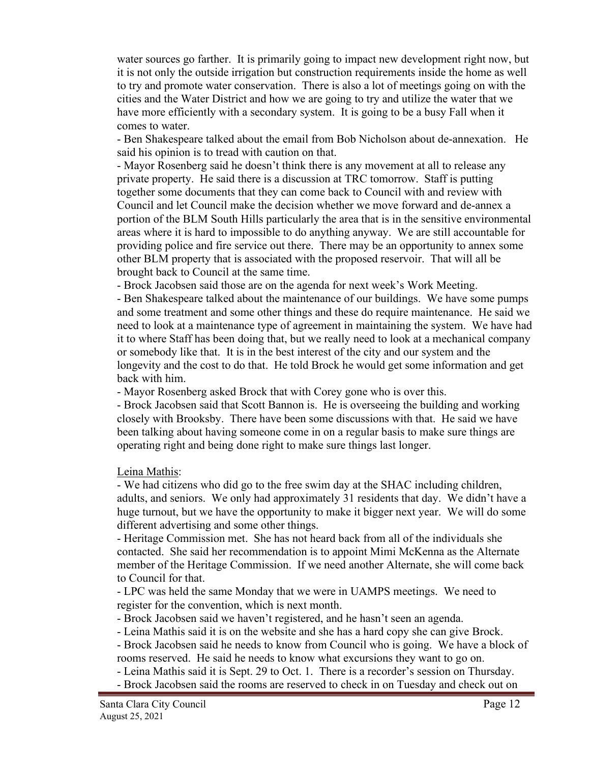water sources go farther. It is primarily going to impact new development right now, but it is not only the outside irrigation but construction requirements inside the home as well to try and promote water conservation. There is also a lot of meetings going on with the cities and the Water District and how we are going to try and utilize the water that we have more efficiently with a secondary system. It is going to be a busy Fall when it comes to water.

- Ben Shakespeare talked about the email from Bob Nicholson about de-annexation. He said his opinion is to tread with caution on that.
- Mayor Rosenberg said he doesn't think there is any movement at all to release any private property. He said there is a discussion at TRC tomorrow. Staff is putting together some documents that they can come back to Council with and review with Council and let Council make the decision whether we move forward and de-annex a portion of the BLM South Hills particularly the area that is in the sensitive environmental areas where it is hard to impossible to do anything anyway. We are still accountable for providing police and fire service out there. There may be an opportunity to annex some other BLM property that is associated with the proposed reservoir. That will all be brought back to Council at the same time.
- Brock Jacobsen said those are on the agenda for next week's Work Meeting.
- Ben Shakespeare talked about the maintenance of our buildings. We have some pumps and some treatment and some other things and these do require maintenance. He said we need to look at a maintenance type of agreement in maintaining the system. We have had it to where Staff has been doing that, but we really need to look at a mechanical company or somebody like that. It is in the best interest of the city and our system and the longevity and the cost to do that. He told Brock he would get some information and get back with him.
- Mayor Rosenberg asked Brock that with Corey gone who is over this.
- Brock Jacobsen said that Scott Bannon is. He is overseeing the building and working closely with Brooksby. There have been some discussions with that. He said we have been talking about having someone come in on a regular basis to make sure things are operating right and being done right to make sure things last longer.

Leina Mathis:

- We had citizens who did go to the free swim day at the SHAC including children, adults, and seniors. We only had approximately 31 residents that day. We didn't have a huge turnout, but we have the opportunity to make it bigger next year. We will do some different advertising and some other things.
- Heritage Commission met. She has not heard back from all of the individuals she contacted. She said her recommendation is to appoint Mimi McKenna as the Alternate member of the Heritage Commission. If we need another Alternate, she will come back to Council for that.
- LPC was held the same Monday that we were in UAMPS meetings. We need to register for the convention, which is next month.
- Brock Jacobsen said we haven't registered, and he hasn't seen an agenda.
- Leina Mathis said it is on the website and she has a hard copy she can give Brock.
- Brock Jacobsen said he needs to know from Council who is going. We have a block of rooms reserved. He said he needs to know what excursions they want to go on.
- Leina Mathis said it is Sept. 29 to Oct. 1. There is a recorder's session on Thursday.
- Brock Jacobsen said the rooms are reserved to check in on Tuesday and check out on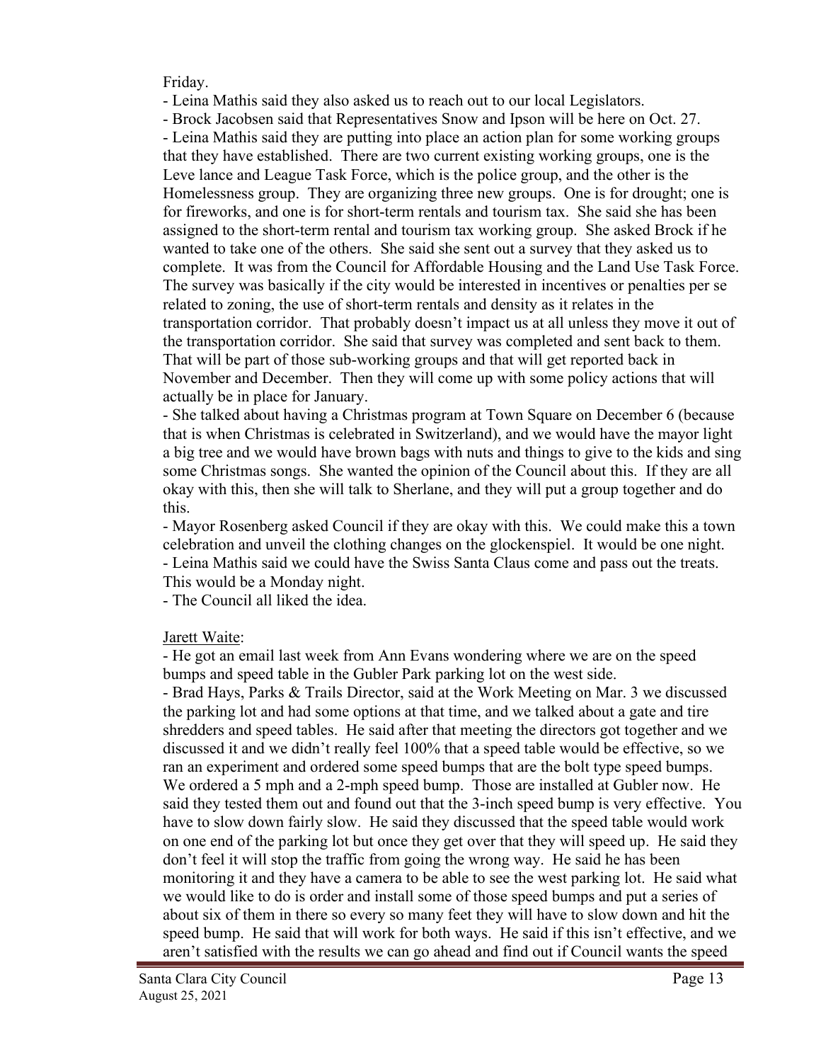Friday.

- Leina Mathis said they also asked us to reach out to our local Legislators.
- Brock Jacobsen said that Representatives Snow and Ipson will be here on Oct. 27.
- Leina Mathis said they are putting into place an action plan for some working groups that they have established. There are two current existing working groups, one is the Leve lance and League Task Force, which is the police group, and the other is the Homelessness group. They are organizing three new groups. One is for drought; one is for fireworks, and one is for short-term rentals and tourism tax. She said she has been assigned to the short-term rental and tourism tax working group. She asked Brock if he wanted to take one of the others. She said she sent out a survey that they asked us to complete. It was from the Council for Affordable Housing and the Land Use Task Force. The survey was basically if the city would be interested in incentives or penalties per se related to zoning, the use of short-term rentals and density as it relates in the transportation corridor. That probably doesn't impact us at all unless they move it out of the transportation corridor. She said that survey was completed and sent back to them. That will be part of those sub-working groups and that will get reported back in November and December. Then they will come up with some policy actions that will actually be in place for January.
- She talked about having a Christmas program at Town Square on December 6 (because that is when Christmas is celebrated in Switzerland), and we would have the mayor light a big tree and we would have brown bags with nuts and things to give to the kids and sing some Christmas songs. She wanted the opinion of the Council about this. If they are all okay with this, then she will talk to Sherlane, and they will put a group together and do this.
- Mayor Rosenberg asked Council if they are okay with this. We could make this a town celebration and unveil the clothing changes on the glockenspiel. It would be one night.
- Leina Mathis said we could have the Swiss Santa Claus come and pass out the treats. This would be a Monday night.
- The Council all liked the idea.

<u>Jarett Waite</u>:

- He got an email last week from Ann Evans wondering where we are on the speed bumps and speed table in the Gubler Park parking lot on the west side.
- Brad Hays, Parks & Trails Director, said at the Work Meeting on Mar. 3 we discussed the parking lot and had some options at that time, and we talked about a gate and tire shredders and speed tables. He said after that meeting the directors got together and we discussed it and we didn't really feel 100% that a speed table would be effective, so we ran an experiment and ordered some speed bumps that are the bolt type speed bumps. We ordered a 5 mph and a 2-mph speed bump. Those are installed at Gubler now. He said they tested them out and found out that the 3-inch speed bump is very effective. You have to slow down fairly slow. He said they discussed that the speed table would work on one end of the parking lot but once they get over that they will speed up. He said they don't feel it will stop the traffic from going the wrong way. He said he has been monitoring it and they have a camera to be able to see the west parking lot. He said what we would like to do is order and install some of those speed bumps and put a series of about six of them in there so every so many feet they will have to slow down and hit the speed bump. He said that will work for both ways. He said if this isn't effective, and we aren't satisfied with the results we can go ahead and find out if Council wants the speed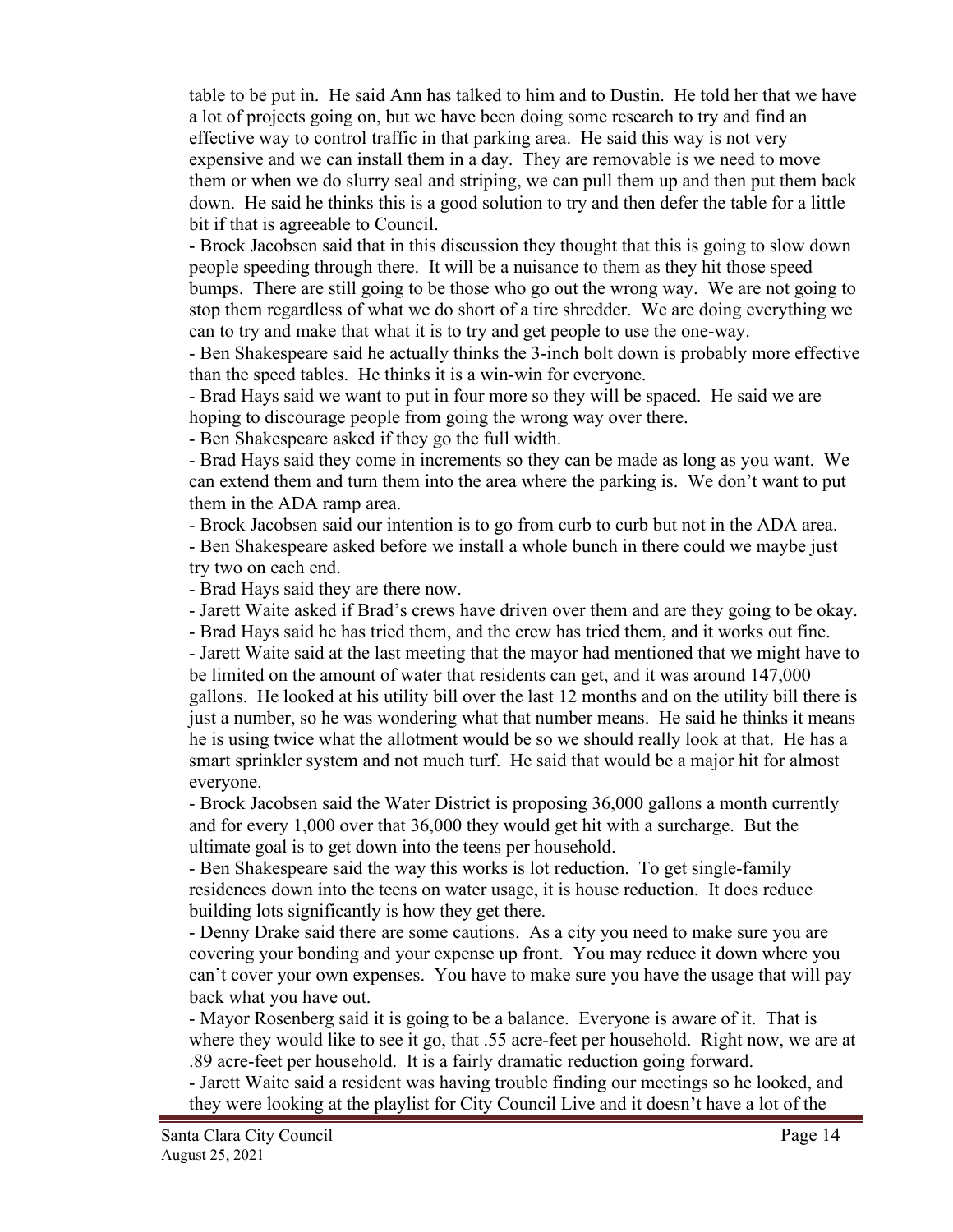table to be put in. He said Ann has talked to him and to Dustin. He told her that we have a lot of projects going on, but we have been doing some research to try and find an effective way to control traffic in that parking area. He said this way is not very expensive and we can install them in a day. They are removable is we need to move them or when we do slurry seal and striping, we can pull them up and then put them back down. He said he thinks this is a good solution to try and then defer the table for a little bit if that is agreeable to Council.

- Brock Jacobsen said that in this discussion they thought that this is going to slow down people speeding through there. It will be a nuisance to them as they hit those speed bumps. There are still going to be those who go out the wrong way. We are not going to stop them regardless of what we do short of a tire shredder. We are doing everything we can to try and make that what it is to try and get people to use the one-way.
- Ben Shakespeare said he actually thinks the 3-inch bolt down is probably more effective than the speed tables. He thinks it is a win-win for everyone.
- Brad Hays said we want to put in four more so they will be spaced. He said we are hoping to discourage people from going the wrong way over there.
- Ben Shakespeare asked if they go the full width.
- Brad Hays said they come in increments so they can be made as long as you want. We can extend them and turn them into the area where the parking is. We don't want to put them in the ADA ramp area.
- Brock Jacobsen said our intention is to go from curb to curb but not in the ADA area.
- Ben Shakespeare asked before we install a whole bunch in there could we maybe just try two on each end.
- Brad Hays said they are there now.
- Jarett Waite asked if Brad's crews have driven over them and are they going to be okay.
- Brad Hays said he has tried them, and the crew has tried them, and it works out fine.
- Jarett Waite said at the last meeting that the mayor had mentioned that we might have to be limited on the amount of water that residents can get, and it was around 147,000 gallons. He looked at his utility bill over the last 12 months and on the utility bill there is just a number, so he was wondering what that number means. He said he thinks it means he is using twice what the allotment would be so we should really look at that. He has a smart sprinkler system and not much turf. He said that would be a major hit for almost everyone.
- Brock Jacobsen said the Water District is proposing 36,000 gallons a month currently and for every 1,000 over that 36,000 they would get hit with a surcharge. But the ultimate goal is to get down into the teens per household.
- Ben Shakespeare said the way this works is lot reduction. To get single-family residences down into the teens on water usage, it is house reduction. It does reduce building lots significantly is how they get there.
- Denny Drake said there are some cautions. As a city you need to make sure you are covering your bonding and your expense up front. You may reduce it down where you can't cover your own expenses. You have to make sure you have the usage that will pay back what you have out.
- Mayor Rosenberg said it is going to be a balance. Everyone is aware of it. That is where they would like to see it go, that .55 acre-feet per household. Right now, we are at .89 acre-feet per household. It is a fairly dramatic reduction going forward.
- Jarett Waite said a resident was having trouble finding our meetings so he looked, and they were looking at the playlist for City Council Live and it doesn't have a lot of the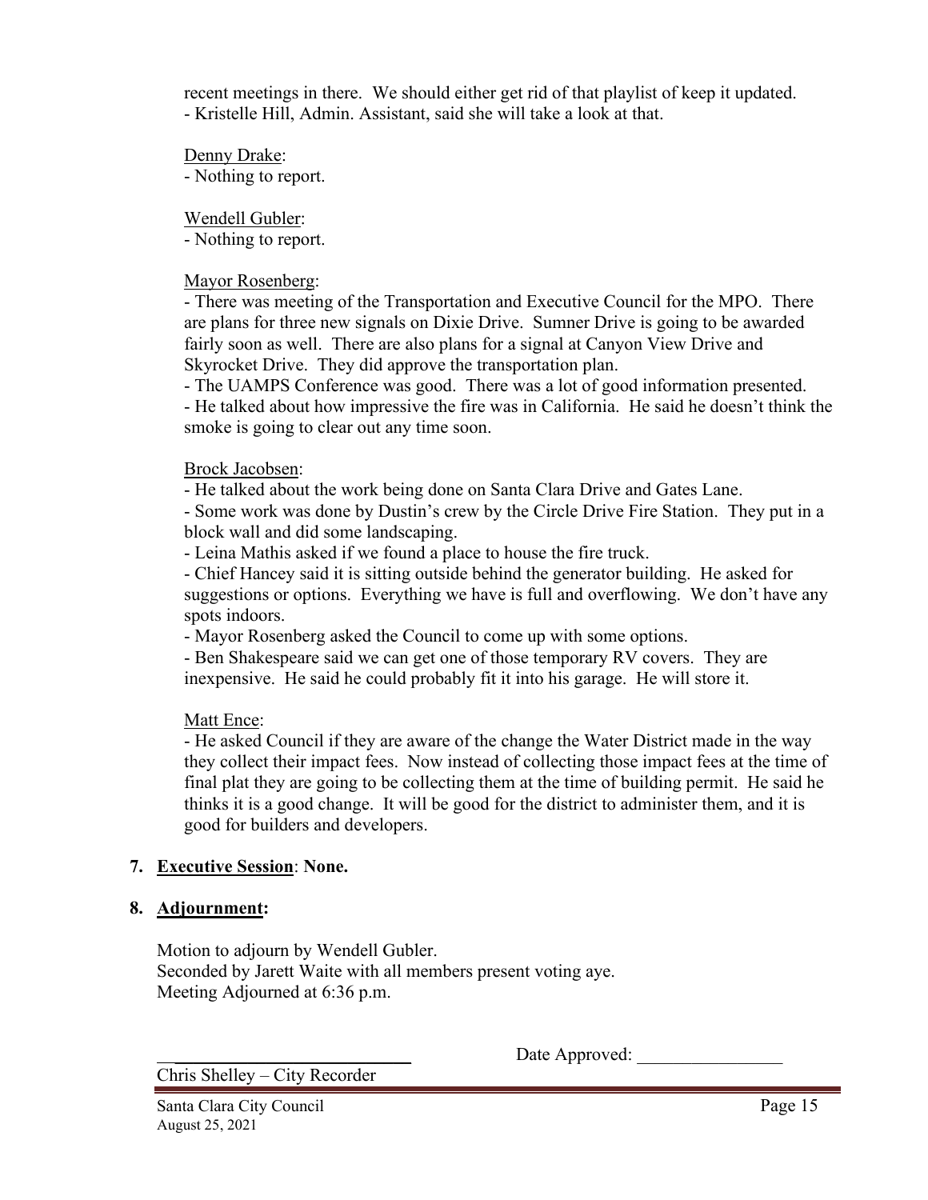recent meetings in there. We should either get rid of that playlist of keep it updated.
- Kristelle Hill, Admin. Assistant, said she will take a look at that.

Denny Drake:
- Nothing to report.

Wendell Gubler:
- Nothing to report.

Mayor Rosenberg:
- There was meeting of the Transportation and Executive Council for the MPO. There are plans for three new signals on Dixie Drive. Sumner Drive is going to be awarded fairly soon as well. There are also plans for a signal at Canyon View Drive and Skyrocket Drive. They did approve the transportation plan.
- The UAMPS Conference was good. There was a lot of good information presented.
- He talked about how impressive the fire was in California. He said he doesn't think the smoke is going to clear out any time soon.

Brock Jacobsen:
- He talked about the work being done on Santa Clara Drive and Gates Lane.
- Some work was done by Dustin's crew by the Circle Drive Fire Station. They put in a block wall and did some landscaping.
- Leina Mathis asked if we found a place to house the fire truck.
- Chief Hancey said it is sitting outside behind the generator building. He asked for suggestions or options. Everything we have is full and overflowing. We don't have any spots indoors.
- Mayor Rosenberg asked the Council to come up with some options.
- Ben Shakespeare said we can get one of those temporary RV covers. They are inexpensive. He said he could probably fit it into his garage. He will store it.

Matt Ence:
- He asked Council if they are aware of the change the Water District made in the way they collect their impact fees. Now instead of collecting those impact fees at the time of final plat they are going to be collecting them at the time of building permit. He said he thinks it is a good change. It will be good for the district to administer them, and it is good for builders and developers.

7. **Executive Session**: **None.**

8. **Adjournment:**

Motion to adjourn by Wendell Gubler.
Seconded by Jarett Waite with all members present voting aye.
Meeting Adjourned at 6:36 p.m.

______________________________ Date Approved: ________________

Chris Shelley – City Recorder